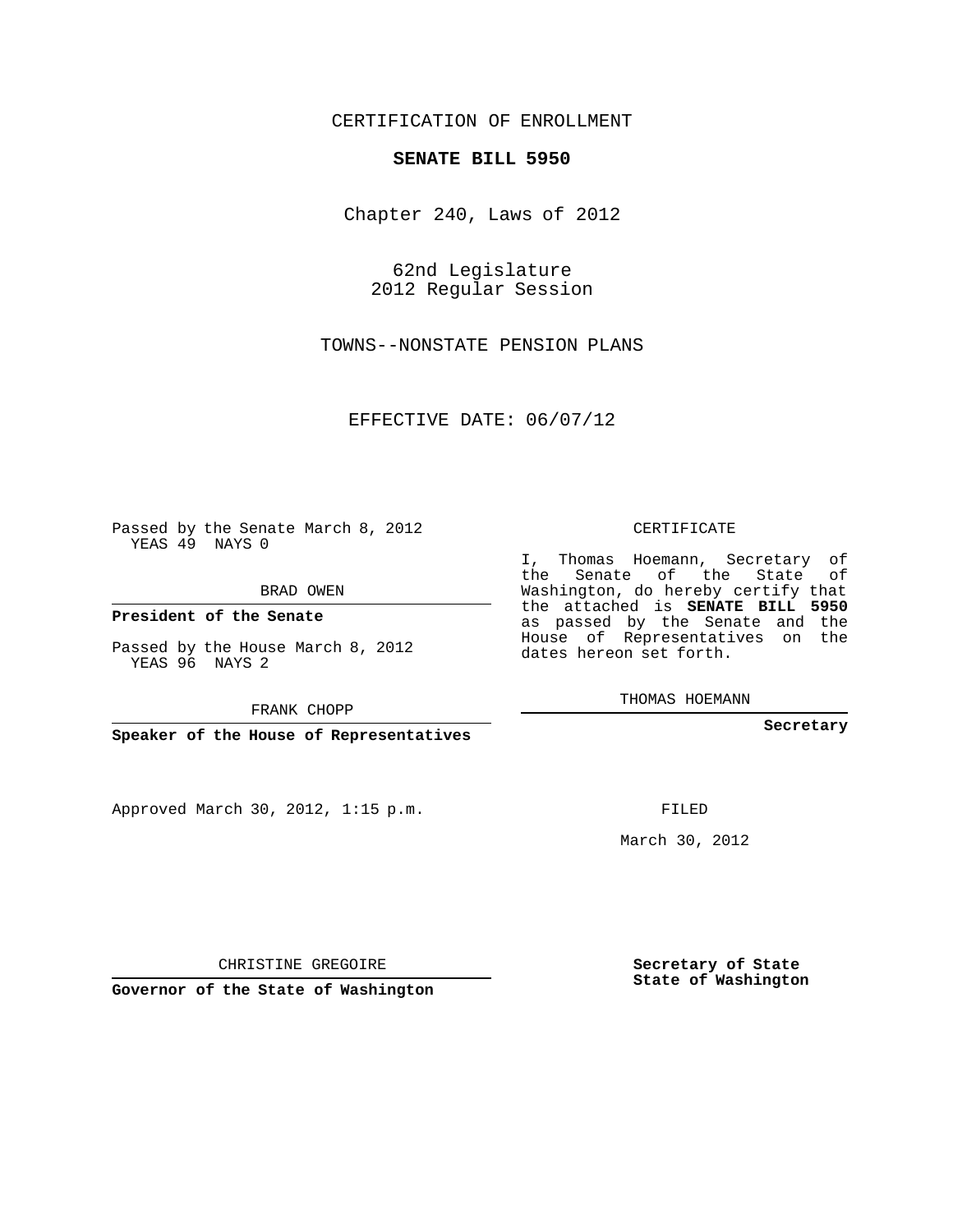CERTIFICATION OF ENROLLMENT

**SENATE BILL 5950**

Chapter 240, Laws of 2012

62nd Legislature
2012 Regular Session

TOWNS--NONSTATE PENSION PLANS

EFFECTIVE DATE: 06/07/12

Passed by the Senate March 8, 2012
YEAS 49 NAYS 0

BRAD OWEN

**President of the Senate**

Passed by the House March 8, 2012
YEAS 96 NAYS 2

FRANK CHOPP

**Speaker of the House of Representatives**

Approved March 30, 2012, 1:15 p.m.

CHRISTINE GREGOIRE

**Governor of the State of Washington**

CERTIFICATE

I, Thomas Hoemann, Secretary of the Senate of the State of Washington, do hereby certify that the attached is **SENATE BILL 5950** as passed by the Senate and the House of Representatives on the dates hereon set forth.

THOMAS HOEMANN

**Secretary**

FILED

March 30, 2012

**Secretary of State**
**State of Washington**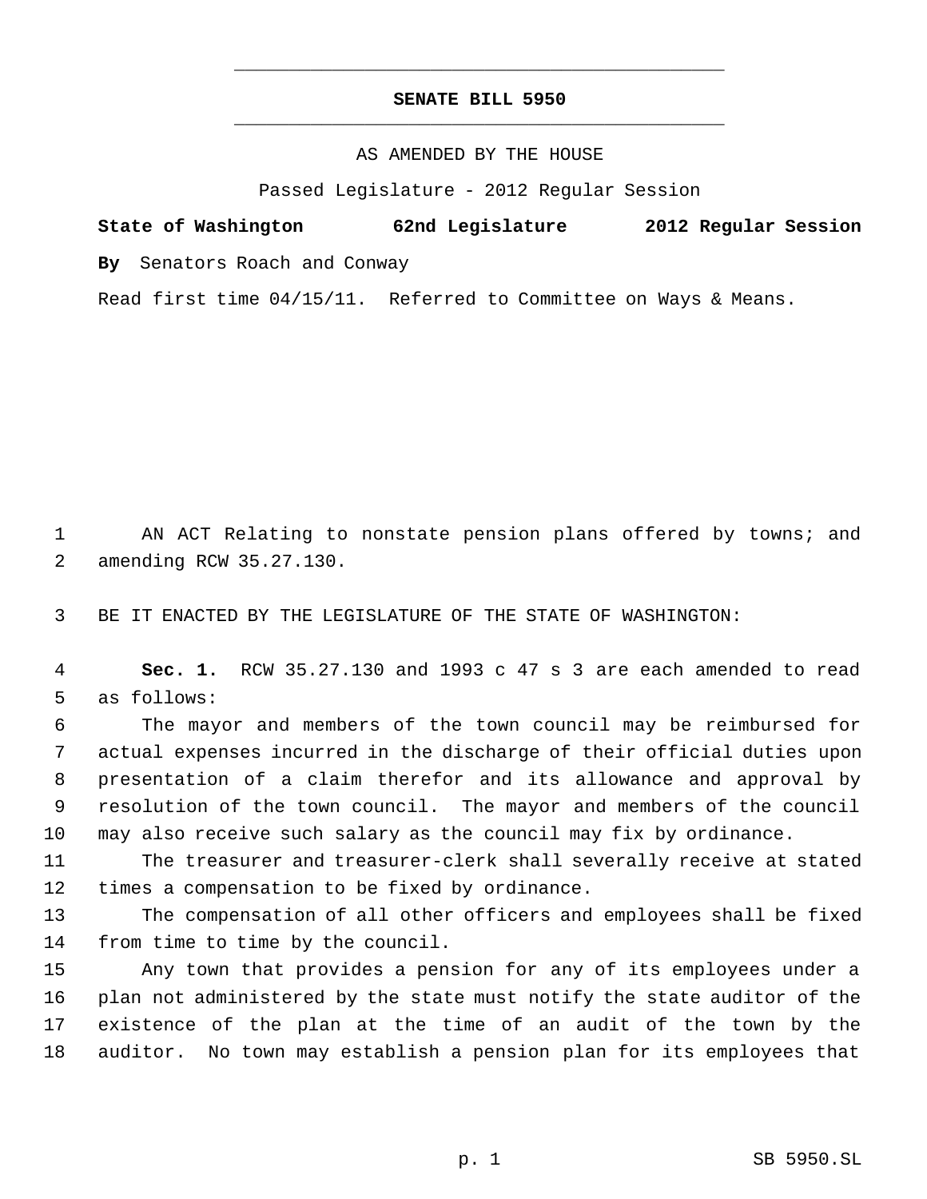**SENATE BILL 5950**

AS AMENDED BY THE HOUSE

Passed Legislature - 2012 Regular Session

**State of Washington 62nd Legislature 2012 Regular Session**

**By** Senators Roach and Conway

Read first time 04/15/11. Referred to Committee on Ways & Means.

AN ACT Relating to nonstate pension plans offered by towns; and amending RCW 35.27.130.

BE IT ENACTED BY THE LEGISLATURE OF THE STATE OF WASHINGTON:

**Sec. 1.** RCW 35.27.130 and 1993 c 47 s 3 are each amended to read as follows:

The mayor and members of the town council may be reimbursed for actual expenses incurred in the discharge of their official duties upon presentation of a claim therefor and its allowance and approval by resolution of the town council. The mayor and members of the council may also receive such salary as the council may fix by ordinance.

The treasurer and treasurer-clerk shall severally receive at stated times a compensation to be fixed by ordinance.

The compensation of all other officers and employees shall be fixed from time to time by the council.

Any town that provides a pension for any of its employees under a plan not administered by the state must notify the state auditor of the existence of the plan at the time of an audit of the town by the auditor. No town may establish a pension plan for its employees that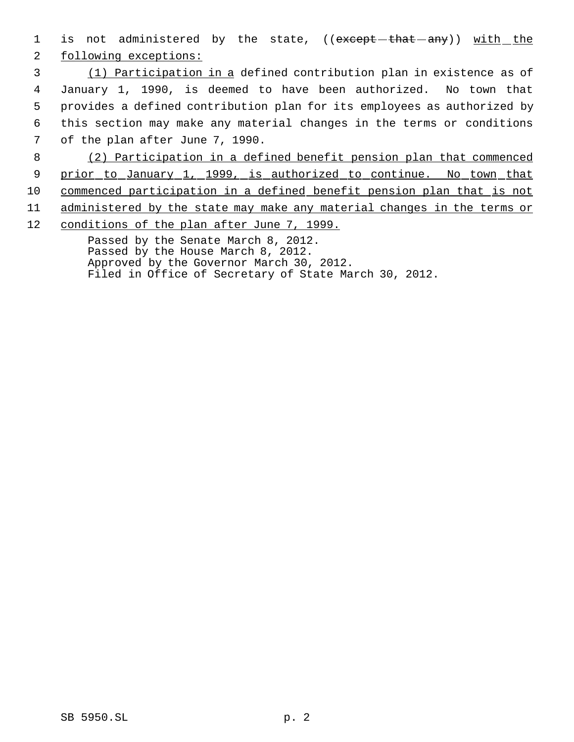is not administered by the state, ((~~except that any~~)) <u>with the following exceptions:</u>

<u>(1) Participation in a</u> defined contribution plan in existence as of January 1, 1990, is deemed to have been authorized. No town that provides a defined contribution plan for its employees as authorized by this section may make any material changes in the terms or conditions of the plan after June 7, 1990.

<u>(2) Participation in a defined benefit pension plan that commenced prior to January 1, 1999, is authorized to continue. No town that commenced participation in a defined benefit pension plan that is not administered by the state may make any material changes in the terms or conditions of the plan after June 7, 1999.</u>

Passed by the Senate March 8, 2012.
Passed by the House March 8, 2012.
Approved by the Governor March 30, 2012.
Filed in Office of Secretary of State March 30, 2012.